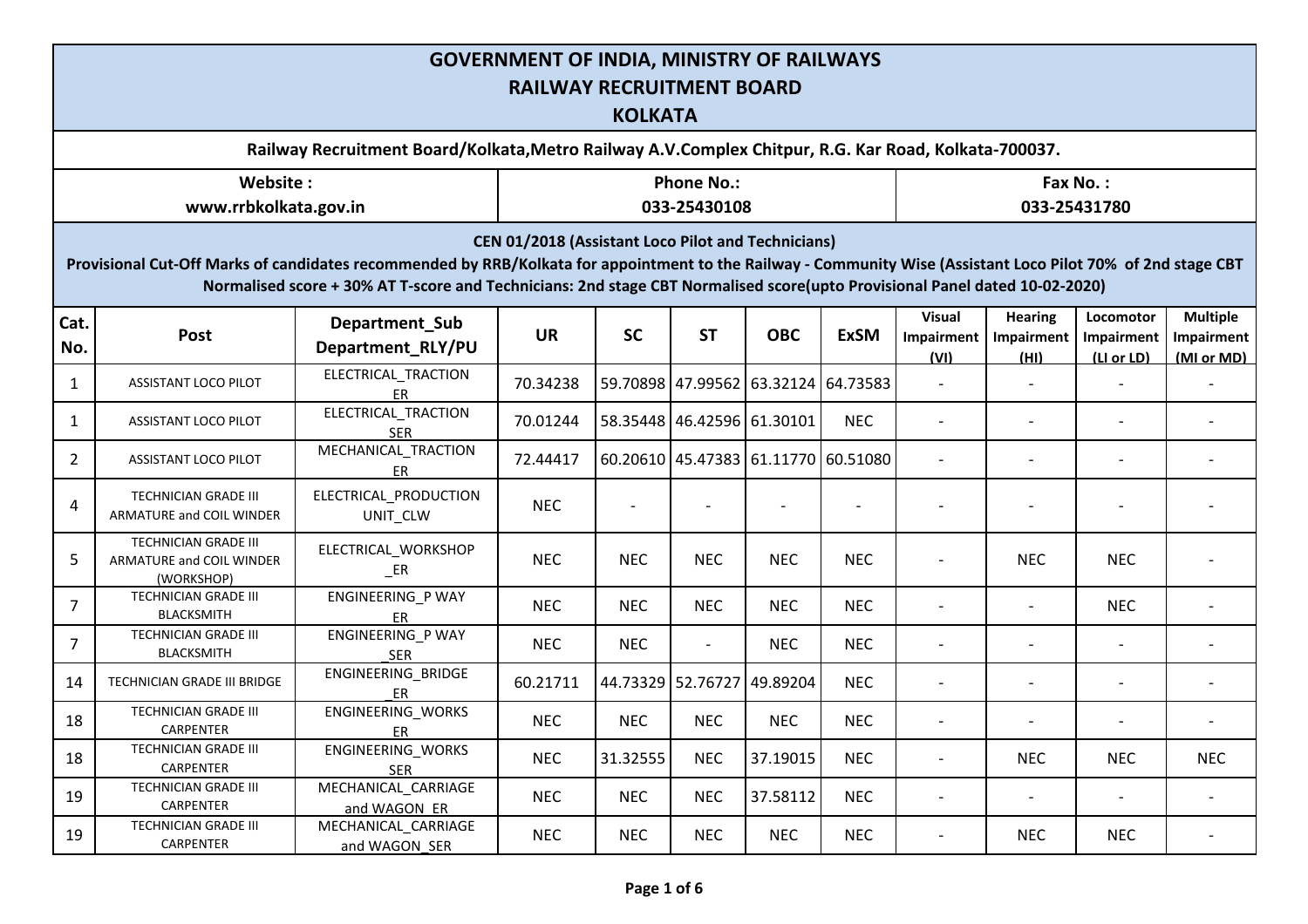# GOVERNMENT OF INDIA, MINISTRY OF RAILWAYS

## RAILWAY RECRUITMENT BOARD

## KOLKATA

**Railway Recruitment Board/Kolkata,Metro Railway A.V.Complex Chitpur, R.G. Kar Road, Kolkata-700037.**

| Website : | Phone No.: | Fax No. : |
|---|---|---|
| www.rrbkolkata.gov.in | 033-25430108 | 033-25431780 |

**CEN 01/2018 (Assistant Loco Pilot and Technicians)**

**Provisional Cut-Off Marks of candidates recommended by RRB/Kolkata for appointment to the Railway - Community Wise (Assistant Loco Pilot 70% of 2nd stage CBT Normalised score + 30% AT T-score and Technicians: 2nd stage CBT Normalised score(upto Provisional Panel dated 10-02-2020)**

| Cat. No. | Post | Department_Sub Department_RLY/PU | UR | SC | ST | OBC | ExSM | Visual Impairment (VI) | Hearing Impairment (HI) | Locomotor Impairment (LI or LD) | Multiple Impairment (MI or MD) |
|---|---|---|---|---|---|---|---|---|---|---|---|
| 1 | ASSISTANT LOCO PILOT | ELECTRICAL_TRACTION ER | 70.34238 | 59.70898 | 47.99562 | 63.32124 | 64.73583 | - | - | - | - |
| 1 | ASSISTANT LOCO PILOT | ELECTRICAL_TRACTION SER | 70.01244 | 58.35448 | 46.42596 | 61.30101 | NEC | - | - | - | - |
| 2 | ASSISTANT LOCO PILOT | MECHANICAL_TRACTION ER | 72.44417 | 60.20610 | 45.47383 | 61.11770 | 60.51080 | - | - | - | - |
| 4 | TECHNICIAN GRADE III ARMATURE and COIL WINDER | ELECTRICAL_PRODUCTION UNIT_CLW | NEC | - | - | - | - | - | - | - | - |
| 5 | TECHNICIAN GRADE III ARMATURE and COIL WINDER (WORKSHOP) | ELECTRICAL_WORKSHOP _ER | NEC | NEC | NEC | NEC | NEC | - | NEC | NEC | - |
| 7 | TECHNICIAN GRADE III BLACKSMITH | ENGINEERING_P WAY ER | NEC | NEC | NEC | NEC | NEC | - | - | NEC | - |
| 7 | TECHNICIAN GRADE III BLACKSMITH | ENGINEERING_P WAY _SER | NEC | NEC | - | NEC | NEC | - | - | - | - |
| 14 | TECHNICIAN GRADE III BRIDGE | ENGINEERING_BRIDGE _ER | 60.21711 | 44.73329 | 52.76727 | 49.89204 | NEC | - | - | - | - |
| 18 | TECHNICIAN GRADE III CARPENTER | ENGINEERING_WORKS ER | NEC | NEC | NEC | NEC | NEC | - | - | - | - |
| 18 | TECHNICIAN GRADE III CARPENTER | ENGINEERING_WORKS SER | NEC | 31.32555 | NEC | 37.19015 | NEC | - | NEC | NEC | NEC |
| 19 | TECHNICIAN GRADE III CARPENTER | MECHANICAL_CARRIAGE and WAGON_ER | NEC | NEC | NEC | 37.58112 | NEC | - | - | - | - |
| 19 | TECHNICIAN GRADE III CARPENTER | MECHANICAL_CARRIAGE and WAGON_SER | NEC | NEC | NEC | NEC | NEC | - | NEC | NEC | - |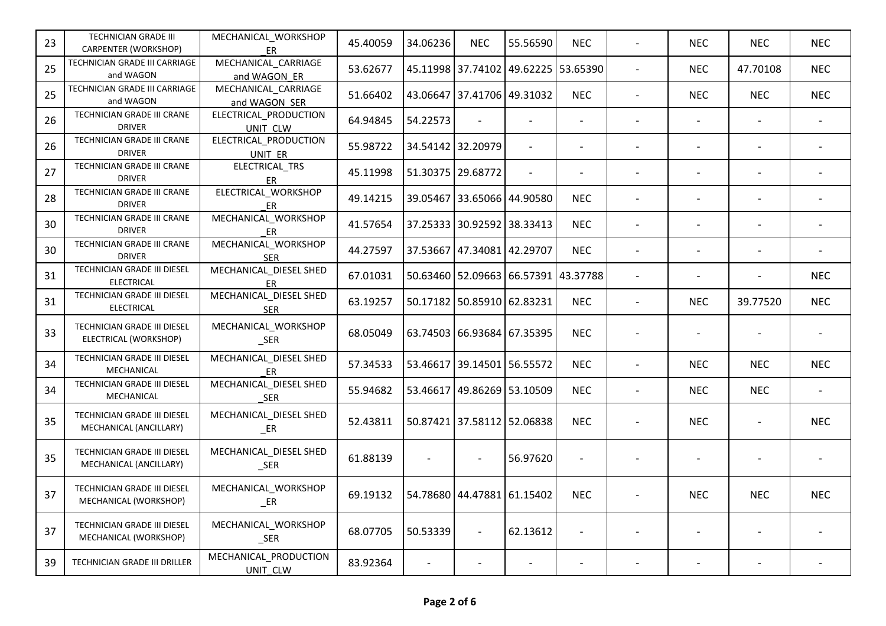| | | | | | | | | | | | | |
|---|---|---|---|---|---|---|---|---|---|---|---|---|
| 23 | TECHNICIAN GRADE III CARPENTER (WORKSHOP) | MECHANICAL_WORKSHOP _ER | 45.40059 | 34.06236 | NEC | 55.56590 | NEC | - | NEC | NEC | NEC |
| 25 | TECHNICIAN GRADE III CARRIAGE and WAGON | MECHANICAL_CARRIAGE and WAGON_ER | 53.62677 | 45.11998 | 37.74102 | 49.62225 | 53.65390 | - | NEC | 47.70108 | NEC |
| 25 | TECHNICIAN GRADE III CARRIAGE and WAGON | MECHANICAL_CARRIAGE and WAGON_SER | 51.66402 | 43.06647 | 37.41706 | 49.31032 | NEC | - | NEC | NEC | NEC |
| 26 | TECHNICIAN GRADE III CRANE DRIVER | ELECTRICAL_PRODUCTION UNIT_CLW | 64.94845 | 54.22573 | - | - | - | - | - | - | - |
| 26 | TECHNICIAN GRADE III CRANE DRIVER | ELECTRICAL_PRODUCTION UNIT_ER | 55.98722 | 34.54142 | 32.20979 | - | - | - | - | - | - |
| 27 | TECHNICIAN GRADE III CRANE DRIVER | ELECTRICAL_TRS ER | 45.11998 | 51.30375 | 29.68772 | - | - | - | - | - | - |
| 28 | TECHNICIAN GRADE III CRANE DRIVER | ELECTRICAL_WORKSHOP _ER | 49.14215 | 39.05467 | 33.65066 | 44.90580 | NEC | - | - | - | - |
| 30 | TECHNICIAN GRADE III CRANE DRIVER | MECHANICAL_WORKSHOP _ER | 41.57654 | 37.25333 | 30.92592 | 38.33413 | NEC | - | - | - | - |
| 30 | TECHNICIAN GRADE III CRANE DRIVER | MECHANICAL_WORKSHOP _SER | 44.27597 | 37.53667 | 47.34081 | 42.29707 | NEC | - | - | - | - |
| 31 | TECHNICIAN GRADE III DIESEL ELECTRICAL | MECHANICAL_DIESEL SHED ER | 67.01031 | 50.63460 | 52.09663 | 66.57391 | 43.37788 | - | - | - | NEC |
| 31 | TECHNICIAN GRADE III DIESEL ELECTRICAL | MECHANICAL_DIESEL SHED _SER | 63.19257 | 50.17182 | 50.85910 | 62.83231 | NEC | - | NEC | 39.77520 | NEC |
| 33 | TECHNICIAN GRADE III DIESEL ELECTRICAL (WORKSHOP) | MECHANICAL_WORKSHOP _SER | 68.05049 | 63.74503 | 66.93684 | 67.35395 | NEC | - | - | - | - |
| 34 | TECHNICIAN GRADE III DIESEL MECHANICAL | MECHANICAL_DIESEL SHED _ER | 57.34533 | 53.46617 | 39.14501 | 56.55572 | NEC | - | NEC | NEC | NEC |
| 34 | TECHNICIAN GRADE III DIESEL MECHANICAL | MECHANICAL_DIESEL SHED _SER | 55.94682 | 53.46617 | 49.86269 | 53.10509 | NEC | - | NEC | NEC | - |
| 35 | TECHNICIAN GRADE III DIESEL MECHANICAL (ANCILLARY) | MECHANICAL_DIESEL SHED _ER | 52.43811 | 50.87421 | 37.58112 | 52.06838 | NEC | - | NEC | - | NEC |
| 35 | TECHNICIAN GRADE III DIESEL MECHANICAL (ANCILLARY) | MECHANICAL_DIESEL SHED _SER | 61.88139 | - | - | 56.97620 | - | - | - | - | - |
| 37 | TECHNICIAN GRADE III DIESEL MECHANICAL (WORKSHOP) | MECHANICAL_WORKSHOP _ER | 69.19132 | 54.78680 | 44.47881 | 61.15402 | NEC | - | NEC | NEC | NEC |
| 37 | TECHNICIAN GRADE III DIESEL MECHANICAL (WORKSHOP) | MECHANICAL_WORKSHOP _SER | 68.07705 | 50.53339 | - | 62.13612 | - | - | - | - | - |
| 39 | TECHNICIAN GRADE III DRILLER | MECHANICAL_PRODUCTION UNIT_CLW | 83.92364 | - | - | - | - | - | - | - | - |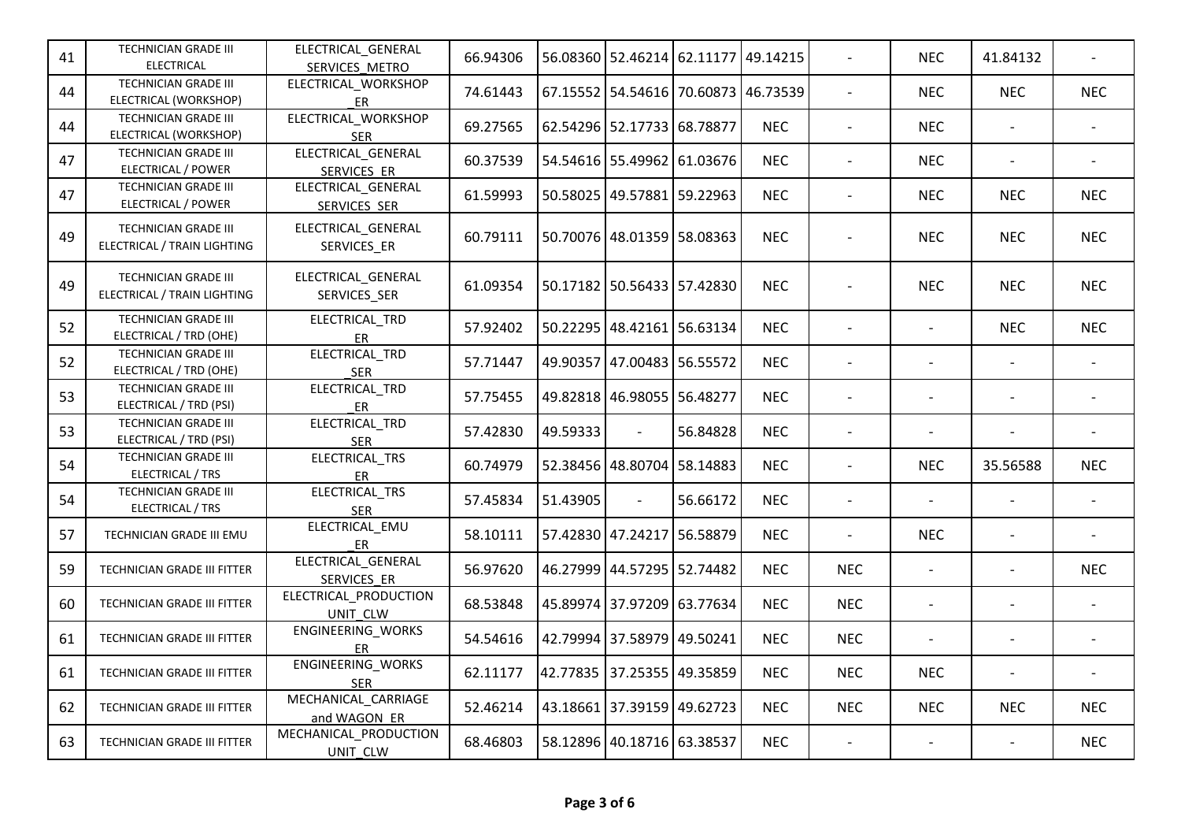| | | | | | | | | | | | |
|---|---|---|---|---|---|---|---|---|---|---|---|
| 41 | TECHNICIAN GRADE III ELECTRICAL | ELECTRICAL_GENERAL SERVICES_METRO | 66.94306 | 56.08360 | 52.46214 | 62.11177 | 49.14215 | - | NEC | 41.84132 | - |
| 44 | TECHNICIAN GRADE III ELECTRICAL (WORKSHOP) | ELECTRICAL_WORKSHOP _ER | 74.61443 | 67.15552 | 54.54616 | 70.60873 | 46.73539 | - | NEC | NEC | NEC |
| 44 | TECHNICIAN GRADE III ELECTRICAL (WORKSHOP) | ELECTRICAL_WORKSHOP _SER | 69.27565 | 62.54296 | 52.17733 | 68.78877 | NEC | - | NEC | - | - |
| 47 | TECHNICIAN GRADE III ELECTRICAL / POWER | ELECTRICAL_GENERAL SERVICES_ER | 60.37539 | 54.54616 | 55.49962 | 61.03676 | NEC | - | NEC | - | - |
| 47 | TECHNICIAN GRADE III ELECTRICAL / POWER | ELECTRICAL_GENERAL SERVICES_SER | 61.59993 | 50.58025 | 49.57881 | 59.22963 | NEC | - | NEC | NEC | NEC |
| 49 | TECHNICIAN GRADE III ELECTRICAL / TRAIN LIGHTING | ELECTRICAL_GENERAL SERVICES_ER | 60.79111 | 50.70076 | 48.01359 | 58.08363 | NEC | - | NEC | NEC | NEC |
| 49 | TECHNICIAN GRADE III ELECTRICAL / TRAIN LIGHTING | ELECTRICAL_GENERAL SERVICES_SER | 61.09354 | 50.17182 | 50.56433 | 57.42830 | NEC | - | NEC | NEC | NEC |
| 52 | TECHNICIAN GRADE III ELECTRICAL / TRD (OHE) | ELECTRICAL_TRD _ER | 57.92402 | 50.22295 | 48.42161 | 56.63134 | NEC | - | - | NEC | NEC |
| 52 | TECHNICIAN GRADE III ELECTRICAL / TRD (OHE) | ELECTRICAL_TRD _SER | 57.71447 | 49.90357 | 47.00483 | 56.55572 | NEC | - | - | - | - |
| 53 | TECHNICIAN GRADE III ELECTRICAL / TRD (PSI) | ELECTRICAL_TRD _ER | 57.75455 | 49.82818 | 46.98055 | 56.48277 | NEC | - | - | - | - |
| 53 | TECHNICIAN GRADE III ELECTRICAL / TRD (PSI) | ELECTRICAL_TRD _SER | 57.42830 | 49.59333 | - | 56.84828 | NEC | - | - | - | - |
| 54 | TECHNICIAN GRADE III ELECTRICAL / TRS | ELECTRICAL_TRS _ER | 60.74979 | 52.38456 | 48.80704 | 58.14883 | NEC | - | NEC | 35.56588 | NEC |
| 54 | TECHNICIAN GRADE III ELECTRICAL / TRS | ELECTRICAL_TRS _SER | 57.45834 | 51.43905 | - | 56.66172 | NEC | - | - | - | - |
| 57 | TECHNICIAN GRADE III EMU | ELECTRICAL_EMU _ER | 58.10111 | 57.42830 | 47.24217 | 56.58879 | NEC | - | NEC | - | - |
| 59 | TECHNICIAN GRADE III FITTER | ELECTRICAL_GENERAL SERVICES_ER | 56.97620 | 46.27999 | 44.57295 | 52.74482 | NEC | NEC | - | - | NEC |
| 60 | TECHNICIAN GRADE III FITTER | ELECTRICAL_PRODUCTION UNIT_CLW | 68.53848 | 45.89974 | 37.97209 | 63.77634 | NEC | NEC | - | - | - |
| 61 | TECHNICIAN GRADE III FITTER | ENGINEERING_WORKS _ER | 54.54616 | 42.79994 | 37.58979 | 49.50241 | NEC | NEC | - | - | - |
| 61 | TECHNICIAN GRADE III FITTER | ENGINEERING_WORKS _SER | 62.11177 | 42.77835 | 37.25355 | 49.35859 | NEC | NEC | NEC | - | - |
| 62 | TECHNICIAN GRADE III FITTER | MECHANICAL_CARRIAGE and WAGON_ER | 52.46214 | 43.18661 | 37.39159 | 49.62723 | NEC | NEC | NEC | NEC | NEC |
| 63 | TECHNICIAN GRADE III FITTER | MECHANICAL_PRODUCTION UNIT_CLW | 68.46803 | 58.12896 | 40.18716 | 63.38537 | NEC | - | - | - | NEC |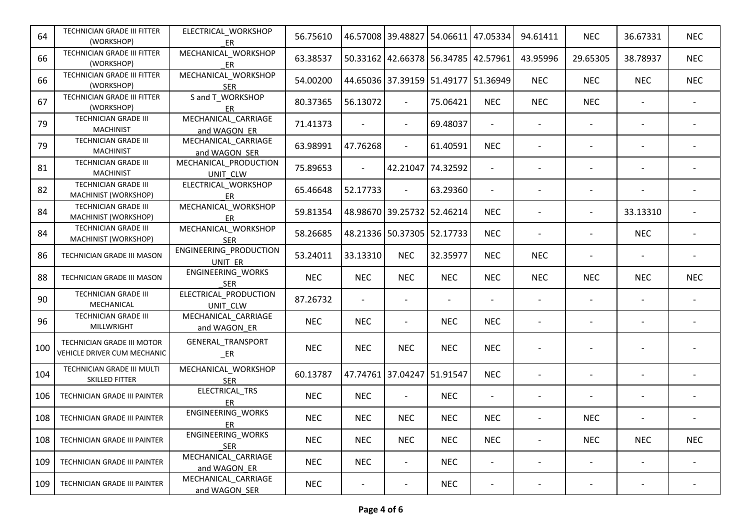| | | | | | | | | | | | |
|---|---|---|---|---|---|---|---|---|---|---|---|
| 64 | TECHNICIAN GRADE III FITTER (WORKSHOP) | ELECTRICAL_WORKSHOP _ER | 56.75610 | 46.57008 | 39.48827 | 54.06611 | 47.05334 | 94.61411 | NEC | 36.67331 | NEC |
| 66 | TECHNICIAN GRADE III FITTER (WORKSHOP) | MECHANICAL_WORKSHOP _ER | 63.38537 | 50.33162 | 42.66378 | 56.34785 | 42.57961 | 43.95996 | 29.65305 | 38.78937 | NEC |
| 66 | TECHNICIAN GRADE III FITTER (WORKSHOP) | MECHANICAL_WORKSHOP _SER | 54.00200 | 44.65036 | 37.39159 | 51.49177 | 51.36949 | NEC | NEC | NEC | NEC |
| 67 | TECHNICIAN GRADE III FITTER (WORKSHOP) | S and T_WORKSHOP _ER | 80.37365 | 56.13072 | - | 75.06421 | NEC | NEC | NEC | - | - |
| 79 | TECHNICIAN GRADE III MACHINIST | MECHANICAL_CARRIAGE and WAGON_ER | 71.41373 | - | - | 69.48037 | - | - | - | - | - |
| 79 | TECHNICIAN GRADE III MACHINIST | MECHANICAL_CARRIAGE and WAGON_SER | 63.98991 | 47.76268 | - | 61.40591 | NEC | - | - | - | - |
| 81 | TECHNICIAN GRADE III MACHINIST | MECHANICAL_PRODUCTION UNIT_CLW | 75.89653 | - | 42.21047 | 74.32592 | - | - | - | - | - |
| 82 | TECHNICIAN GRADE III MACHINIST (WORKSHOP) | ELECTRICAL_WORKSHOP _ER | 65.46648 | 52.17733 | - | 63.29360 | - | - | - | - | - |
| 84 | TECHNICIAN GRADE III MACHINIST (WORKSHOP) | MECHANICAL_WORKSHOP _ER | 59.81354 | 48.98670 | 39.25732 | 52.46214 | NEC | - | - | 33.13310 | - |
| 84 | TECHNICIAN GRADE III MACHINIST (WORKSHOP) | MECHANICAL_WORKSHOP _SER | 58.26685 | 48.21336 | 50.37305 | 52.17733 | NEC | - | - | NEC | - |
| 86 | TECHNICIAN GRADE III MASON | ENGINEERING_PRODUCTION UNIT_ER | 53.24011 | 33.13310 | NEC | 32.35977 | NEC | NEC | - | - | - |
| 88 | TECHNICIAN GRADE III MASON | ENGINEERING_WORKS _SER | NEC | NEC | NEC | NEC | NEC | NEC | NEC | NEC | NEC |
| 90 | TECHNICIAN GRADE III MECHANICAL | ELECTRICAL_PRODUCTION UNIT_CLW | 87.26732 | - | - | - | - | - | - | - | - |
| 96 | TECHNICIAN GRADE III MILLWRIGHT | MECHANICAL_CARRIAGE and WAGON_ER | NEC | NEC | - | NEC | NEC | - | - | - | - |
| 100 | TECHNICIAN GRADE III MOTOR VEHICLE DRIVER CUM MECHANIC | GENERAL_TRANSPORT _ER | NEC | NEC | NEC | NEC | NEC | - | - | - | - |
| 104 | TECHNICIAN GRADE III MULTI SKILLED FITTER | MECHANICAL_WORKSHOP _SER | 60.13787 | 47.74761 | 37.04247 | 51.91547 | NEC | - | - | - | - |
| 106 | TECHNICIAN GRADE III PAINTER | ELECTRICAL_TRS _ER | NEC | NEC | - | NEC | - | - | - | - | - |
| 108 | TECHNICIAN GRADE III PAINTER | ENGINEERING_WORKS _ER | NEC | NEC | NEC | NEC | NEC | - | NEC | - | - |
| 108 | TECHNICIAN GRADE III PAINTER | ENGINEERING_WORKS _SER | NEC | NEC | NEC | NEC | NEC | - | NEC | NEC | NEC |
| 109 | TECHNICIAN GRADE III PAINTER | MECHANICAL_CARRIAGE and WAGON_ER | NEC | NEC | - | NEC | - | - | - | - | - |
| 109 | TECHNICIAN GRADE III PAINTER | MECHANICAL_CARRIAGE and WAGON_SER | NEC | - | - | NEC | - | - | - | - | - |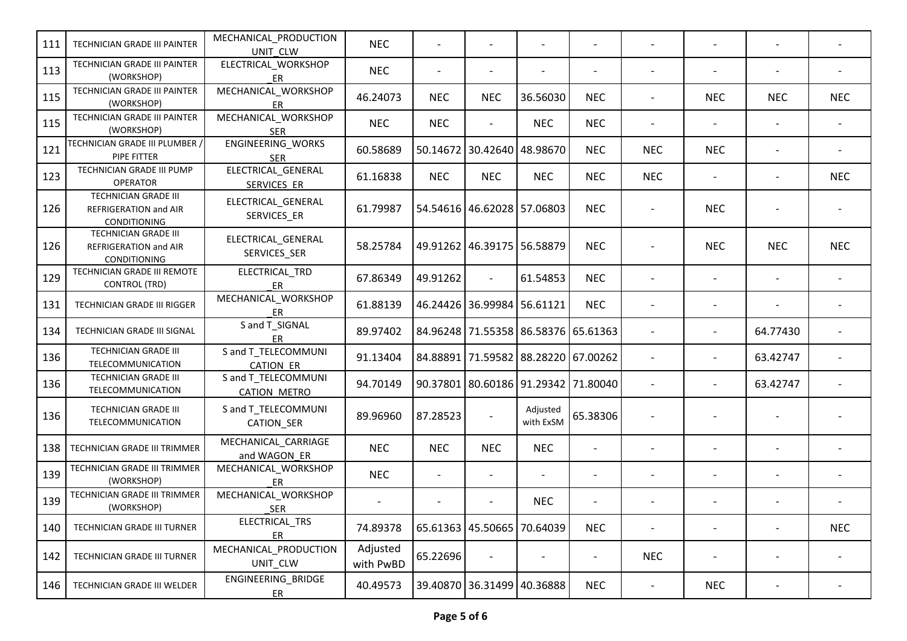| 111 | TECHNICIAN GRADE III PAINTER | MECHANICAL_PRODUCTION UNIT_CLW | NEC | - | - | - | - | - | - | - | - |
|---|---|---|---|---|---|---|---|---|---|---|---|
| 113 | TECHNICIAN GRADE III PAINTER (WORKSHOP) | ELECTRICAL_WORKSHOP _ER | NEC | - | - | - | - | - | - | - | - |
| 115 | TECHNICIAN GRADE III PAINTER (WORKSHOP) | MECHANICAL_WORKSHOP ER | 46.24073 | NEC | NEC | 36.56030 | NEC | - | NEC | NEC | NEC |
| 115 | TECHNICIAN GRADE III PAINTER (WORKSHOP) | MECHANICAL_WORKSHOP SER | NEC | NEC | - | NEC | NEC | - | - | - | - |
| 121 | TECHNICIAN GRADE III PLUMBER / PIPE FITTER | ENGINEERING_WORKS SER | 60.58689 | 50.14672 | 30.42640 | 48.98670 | NEC | NEC | NEC | - | - |
| 123 | TECHNICIAN GRADE III PUMP OPERATOR | ELECTRICAL_GENERAL SERVICES_ER | 61.16838 | NEC | NEC | NEC | NEC | NEC | - | - | NEC |
| 126 | TECHNICIAN GRADE III REFRIGERATION and AIR CONDITIONING | ELECTRICAL_GENERAL SERVICES_ER | 61.79987 | 54.54616 | 46.62028 | 57.06803 | NEC | - | NEC | - | - |
| 126 | TECHNICIAN GRADE III REFRIGERATION and AIR CONDITIONING | ELECTRICAL_GENERAL SERVICES_SER | 58.25784 | 49.91262 | 46.39175 | 56.58879 | NEC | - | NEC | NEC | NEC |
| 129 | TECHNICIAN GRADE III REMOTE CONTROL (TRD) | ELECTRICAL_TRD _ER | 67.86349 | 49.91262 | - | 61.54853 | NEC | - | - | - | - |
| 131 | TECHNICIAN GRADE III RIGGER | MECHANICAL_WORKSHOP _ER | 61.88139 | 46.24426 | 36.99984 | 56.61121 | NEC | - | - | - | - |
| 134 | TECHNICIAN GRADE III SIGNAL | S and T_SIGNAL ER | 89.97402 | 84.96248 | 71.55358 | 86.58376 | 65.61363 | - | - | 64.77430 | - |
| 136 | TECHNICIAN GRADE III TELECOMMUNICATION | S and T_TELECOMMUNI CATION_ER | 91.13404 | 84.88891 | 71.59582 | 88.28220 | 67.00262 | - | - | 63.42747 | - |
| 136 | TECHNICIAN GRADE III TELECOMMUNICATION | S and T_TELECOMMUNI CATION_METRO | 94.70149 | 90.37801 | 80.60186 | 91.29342 | 71.80040 | - | - | 63.42747 | - |
| 136 | TECHNICIAN GRADE III TELECOMMUNICATION | S and T_TELECOMMUNI CATION_SER | 89.96960 | 87.28523 | - | Adjusted with ExSM | 65.38306 | - | - | - | - |
| 138 | TECHNICIAN GRADE III TRIMMER | MECHANICAL_CARRIAGE and WAGON_ER | NEC | NEC | NEC | NEC | - | - | - | - | - |
| 139 | TECHNICIAN GRADE III TRIMMER (WORKSHOP) | MECHANICAL_WORKSHOP _ER | NEC | - | - | - | - | - | - | - | - |
| 139 | TECHNICIAN GRADE III TRIMMER (WORKSHOP) | MECHANICAL_WORKSHOP _SER | - | - | - | NEC | - | - | - | - | - |
| 140 | TECHNICIAN GRADE III TURNER | ELECTRICAL_TRS ER | 74.89378 | 65.61363 | 45.50665 | 70.64039 | NEC | - | - | - | NEC |
| 142 | TECHNICIAN GRADE III TURNER | MECHANICAL_PRODUCTION UNIT_CLW | Adjusted with PwBD | 65.22696 | - | - | - | NEC | - | - | - |
| 146 | TECHNICIAN GRADE III WELDER | ENGINEERING_BRIDGE ER | 40.49573 | 39.40870 | 36.31499 | 40.36888 | NEC | - | NEC | - | - |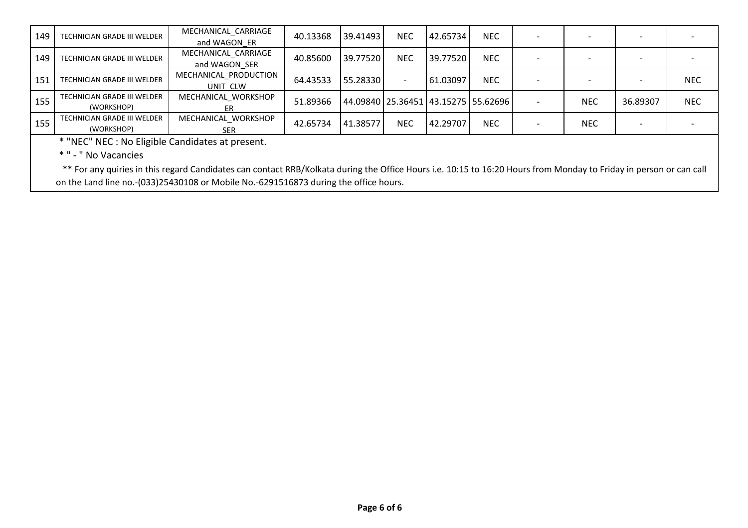| | | | | | | | | | | | | |
|---|---|---|---|---|---|---|---|---|---|---|---|---|
| 149 | TECHNICIAN GRADE III WELDER | MECHANICAL_CARRIAGE and WAGON_ER | 40.13368 | 39.41493 | NEC | 42.65734 | NEC | - | - | - | - |
| 149 | TECHNICIAN GRADE III WELDER | MECHANICAL_CARRIAGE and WAGON_SER | 40.85600 | 39.77520 | NEC | 39.77520 | NEC | - | - | - | - |
| 151 | TECHNICIAN GRADE III WELDER | MECHANICAL_PRODUCTION UNIT_CLW | 64.43533 | 55.28330 | - | 61.03097 | NEC | - | - | - | NEC |
| 155 | TECHNICIAN GRADE III WELDER (WORKSHOP) | MECHANICAL_WORKSHOP ER | 51.89366 | 44.09840 | 25.36451 | 43.15275 | 55.62696 | - | NEC | 36.89307 | NEC |
| 155 | TECHNICIAN GRADE III WELDER (WORKSHOP) | MECHANICAL_WORKSHOP SER | 42.65734 | 41.38577 | NEC | 42.29707 | NEC | - | NEC | - | - |

\* "NEC" NEC : No Eligible Candidates at present.

\* " - " No Vacancies

** For any quiries in this regard Candidates can contact RRB/Kolkata during the Office Hours i.e. 10:15 to 16:20 Hours from Monday to Friday in person or can call on the Land line no.-(033)25430108 or Mobile No.-6291516873 during the office hours.